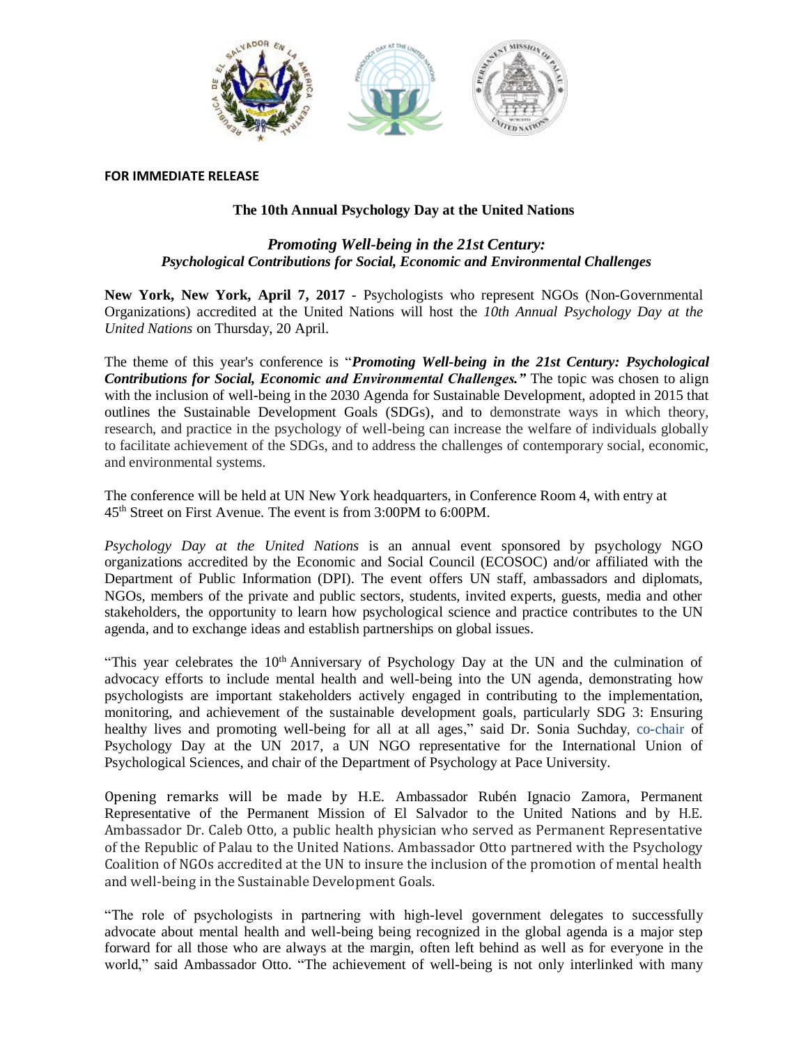**FOR IMMEDIATE RELEASE**

# The 10th Annual Psychology Day at the United Nations

## *Promoting Well-being in the 21st Century: Psychological Contributions for Social, Economic and Environmental Challenges*

**New York, New York, April 7, 2017** - Psychologists who represent NGOs (Non-Governmental Organizations) accredited at the United Nations will host the *10th Annual Psychology Day at the United Nations* on Thursday, 20 April.

The theme of this year's conference is "***Promoting Well-being in the 21st Century: Psychological Contributions for Social, Economic and Environmental Challenges."*** The topic was chosen to align with the inclusion of well-being in the 2030 Agenda for Sustainable Development, adopted in 2015 that outlines the Sustainable Development Goals (SDGs), and to demonstrate ways in which theory, research, and practice in the psychology of well-being can increase the welfare of individuals globally to facilitate achievement of the SDGs, and to address the challenges of contemporary social, economic, and environmental systems.

The conference will be held at UN New York headquarters, in Conference Room 4, with entry at 45th Street on First Avenue. The event is from 3:00PM to 6:00PM.

*Psychology Day at the United Nations* is an annual event sponsored by psychology NGO organizations accredited by the Economic and Social Council (ECOSOC) and/or affiliated with the Department of Public Information (DPI). The event offers UN staff, ambassadors and diplomats, NGOs, members of the private and public sectors, students, invited experts, guests, media and other stakeholders, the opportunity to learn how psychological science and practice contributes to the UN agenda, and to exchange ideas and establish partnerships on global issues.

"This year celebrates the 10th Anniversary of Psychology Day at the UN and the culmination of advocacy efforts to include mental health and well-being into the UN agenda, demonstrating how psychologists are important stakeholders actively engaged in contributing to the implementation, monitoring, and achievement of the sustainable development goals, particularly SDG 3: Ensuring healthy lives and promoting well-being for all at all ages," said Dr. Sonia Suchday, co-chair of Psychology Day at the UN 2017, a UN NGO representative for the International Union of Psychological Sciences, and chair of the Department of Psychology at Pace University.

Opening remarks will be made by H.E. Ambassador Rubén Ignacio Zamora, Permanent Representative of the Permanent Mission of El Salvador to the United Nations and by H.E. Ambassador Dr. Caleb Otto, a public health physician who served as Permanent Representative of the Republic of Palau to the United Nations. Ambassador Otto partnered with the Psychology Coalition of NGOs accredited at the UN to insure the inclusion of the promotion of mental health and well-being in the Sustainable Development Goals.

"The role of psychologists in partnering with high-level government delegates to successfully advocate about mental health and well-being being recognized in the global agenda is a major step forward for all those who are always at the margin, often left behind as well as for everyone in the world," said Ambassador Otto. "The achievement of well-being is not only interlinked with many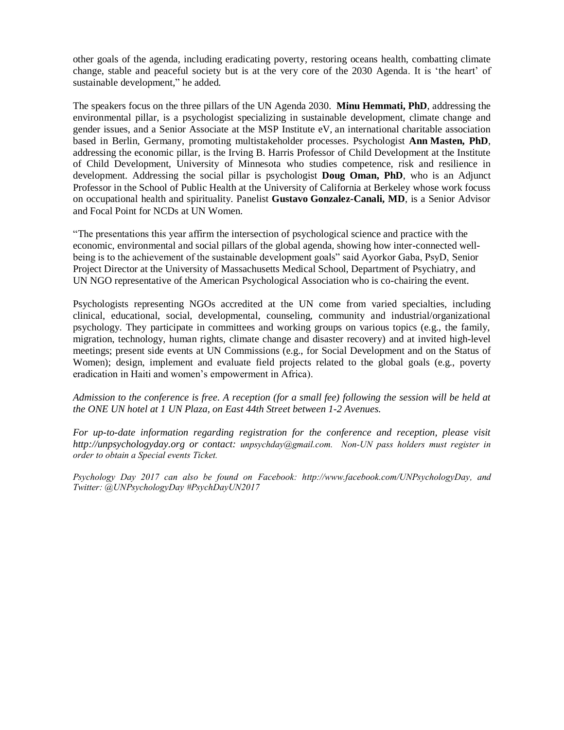other goals of the agenda, including eradicating poverty, restoring oceans health, combatting climate change, stable and peaceful society but is at the very core of the 2030 Agenda. It is 'the heart' of sustainable development," he added.

The speakers focus on the three pillars of the UN Agenda 2030. **Minu Hemmati, PhD**, addressing the environmental pillar, is a psychologist specializing in sustainable development, climate change and gender issues, and a Senior Associate at the MSP Institute eV, an international charitable association based in Berlin, Germany, promoting multistakeholder processes. Psychologist **Ann Masten, PhD**, addressing the economic pillar, is the Irving B. Harris Professor of Child Development at the Institute of Child Development, University of Minnesota who studies competence, risk and resilience in development. Addressing the social pillar is psychologist **Doug Oman, PhD**, who is an Adjunct Professor in the School of Public Health at the University of California at Berkeley whose work focuss on occupational health and spirituality. Panelist **Gustavo Gonzalez-Canali, MD**, is a Senior Advisor and Focal Point for NCDs at UN Women.

"The presentations this year affirm the intersection of psychological science and practice with the economic, environmental and social pillars of the global agenda, showing how inter-connected well-being is to the achievement of the sustainable development goals" said Ayorkor Gaba, PsyD, Senior Project Director at the University of Massachusetts Medical School, Department of Psychiatry, and UN NGO representative of the American Psychological Association who is co-chairing the event.

Psychologists representing NGOs accredited at the UN come from varied specialties, including clinical, educational, social, developmental, counseling, community and industrial/organizational psychology. They participate in committees and working groups on various topics (e.g., the family, migration, technology, human rights, climate change and disaster recovery) and at invited high-level meetings; present side events at UN Commissions (e.g., for Social Development and on the Status of Women); design, implement and evaluate field projects related to the global goals (e.g., poverty eradication in Haiti and women's empowerment in Africa).

*Admission to the conference is free. A reception (for a small fee) following the session will be held at the ONE UN hotel at 1 UN Plaza, on East 44th Street between 1-2 Avenues.*

*For up-to-date information regarding registration for the conference and reception, please visit http://unpsychologyday.org or contact: unpsychday@gmail.com. Non-UN pass holders must register in order to obtain a Special events Ticket.*

*Psychology Day 2017 can also be found on Facebook: http://www.facebook.com/UNPsychologyDay, and Twitter: @UNPsychologyDay #PsychDayUN2017*